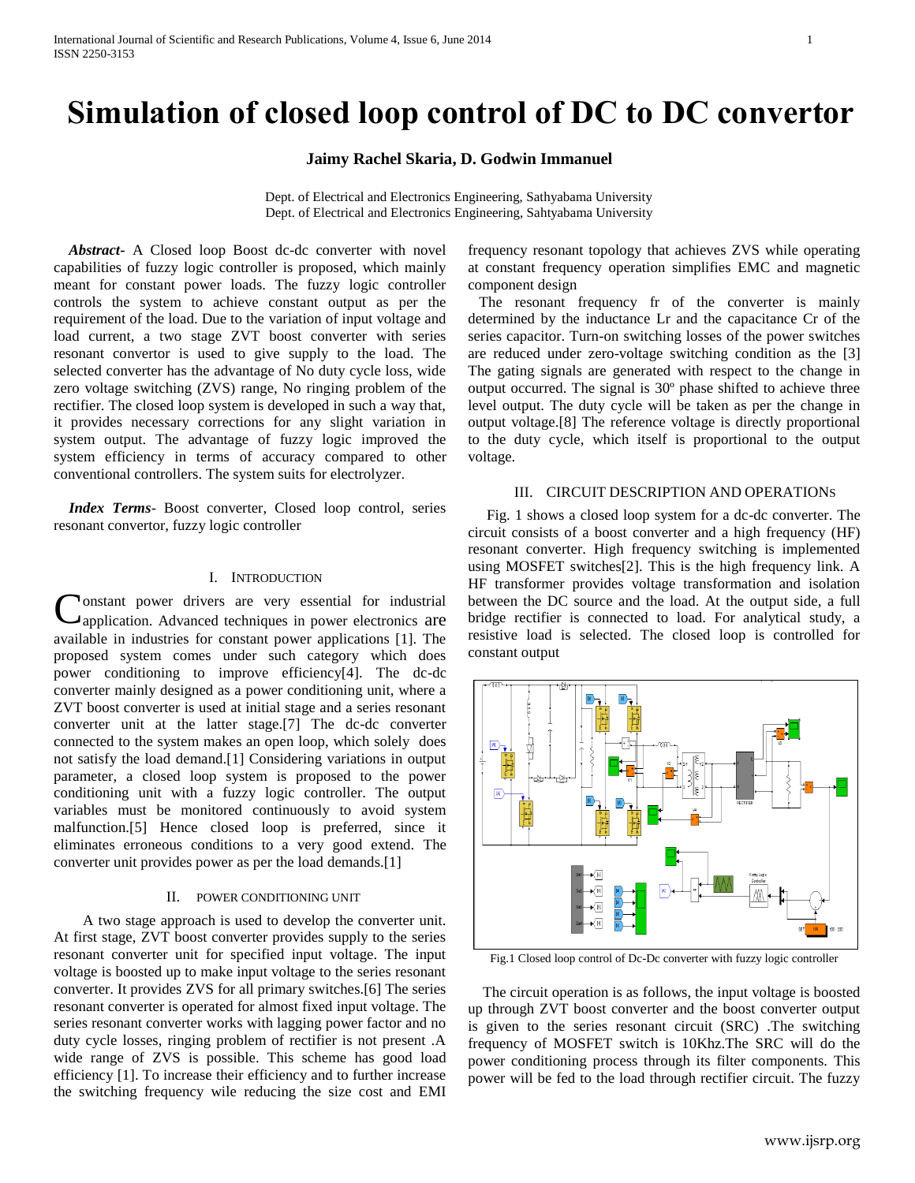# Simulation of closed loop control of DC to DC convertor

**Jaimy Rachel Skaria, D. Godwin Immanuel**

Dept. of Electrical and Electronics Engineering, Sathyabama University
Dept. of Electrical and Electronics Engineering, Sahtyabama University

***Abstract*-** A Closed loop Boost dc-dc converter with novel capabilities of fuzzy logic controller is proposed, which mainly meant for constant power loads. The fuzzy logic controller controls the system to achieve constant output as per the requirement of the load. Due to the variation of input voltage and load current, a two stage ZVT boost converter with series resonant convertor is used to give supply to the load. The selected converter has the advantage of No duty cycle loss, wide zero voltage switching (ZVS) range, No ringing problem of the rectifier. The closed loop system is developed in such a way that, it provides necessary corrections for any slight variation in system output. The advantage of fuzzy logic improved the system efficiency in terms of accuracy compared to other conventional controllers. The system suits for electrolyzer.

***Index Terms*-** Boost converter, Closed loop control, series resonant convertor, fuzzy logic controller

## I. Introduction

Constant power drivers are very essential for industrial application. Advanced techniques in power electronics are available in industries for constant power applications [1]. The proposed system comes under such category which does power conditioning to improve efficiency[4]. The dc-dc converter mainly designed as a power conditioning unit, where a ZVT boost converter is used at initial stage and a series resonant converter unit at the latter stage.[7] The dc-dc converter connected to the system makes an open loop, which solely does not satisfy the load demand.[1] Considering variations in output parameter, a closed loop system is proposed to the power conditioning unit with a fuzzy logic controller. The output variables must be monitored continuously to avoid system malfunction.[5] Hence closed loop is preferred, since it eliminates erroneous conditions to a very good extend. The converter unit provides power as per the load demands.[1]

## II. Power Conditioning Unit

A two stage approach is used to develop the converter unit. At first stage, ZVT boost converter provides supply to the series resonant converter unit for specified input voltage. The input voltage is boosted up to make input voltage to the series resonant converter. It provides ZVS for all primary switches.[6] The series resonant converter is operated for almost fixed input voltage. The series resonant converter works with lagging power factor and no duty cycle losses, ringing problem of rectifier is not present .A wide range of ZVS is possible. This scheme has good load efficiency [1]. To increase their efficiency and to further increase the switching frequency wile reducing the size cost and EMI frequency resonant topology that achieves ZVS while operating at constant frequency operation simplifies EMC and magnetic component design

The resonant frequency fr of the converter is mainly determined by the inductance Lr and the capacitance Cr of the series capacitor. Turn-on switching losses of the power switches are reduced under zero-voltage switching condition as the [3] The gating signals are generated with respect to the change in output occurred. The signal is 30º phase shifted to achieve three level output. The duty cycle will be taken as per the change in output voltage.[8] The reference voltage is directly proportional to the duty cycle, which itself is proportional to the output voltage.

## III. Circuit Description and Operations

Fig. 1 shows a closed loop system for a dc-dc converter. The circuit consists of a boost converter and a high frequency (HF) resonant converter. High frequency switching is implemented using MOSFET switches[2]. This is the high frequency link. A HF transformer provides voltage transformation and isolation between the DC source and the load. At the output side, a full bridge rectifier is connected to load. For analytical study, a resistive load is selected. The closed loop is controlled for constant output

Fig.1 Closed loop control of Dc-Dc converter with fuzzy logic controller

The circuit operation is as follows, the input voltage is boosted up through ZVT boost converter and the boost converter output is given to the series resonant circuit (SRC) .The switching frequency of MOSFET switch is 10Khz.The SRC will do the power conditioning process through its filter components. This power will be fed to the load through rectifier circuit. The fuzzy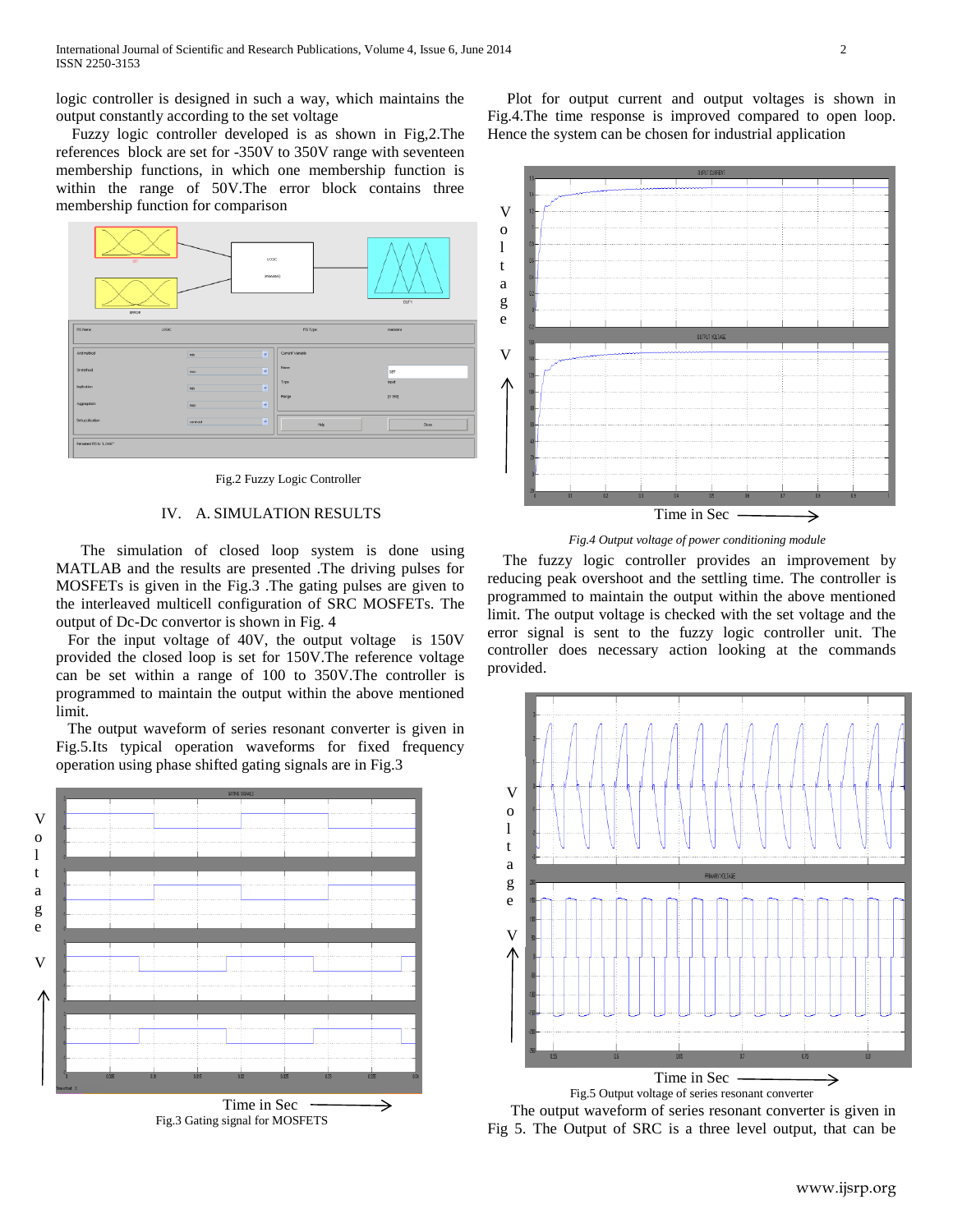logic controller is designed in such a way, which maintains the output constantly according to the set voltage

Fuzzy logic controller developed is as shown in Fig,2.The references block are set for -350V to 350V range with seventeen membership functions, in which one membership function is within the range of 50V.The error block contains three membership function for comparison

Fig.2 Fuzzy Logic Controller

## IV. A. SIMULATION RESULTS

The simulation of closed loop system is done using MATLAB and the results are presented .The driving pulses for MOSFETs is given in the Fig.3 .The gating pulses are given to the interleaved multicell configuration of SRC MOSFETs. The output of Dc-Dc convertor is shown in Fig. 4

For the input voltage of 40V, the output voltage is 150V provided the closed loop is set for 150V.The reference voltage can be set within a range of 100 to 350V.The controller is programmed to maintain the output within the above mentioned limit.

The output waveform of series resonant converter is given in Fig.5.Its typical operation waveforms for fixed frequency operation using phase shifted gating signals are in Fig.3

Fig.3 Gating signal for MOSFETS

Plot for output current and output voltages is shown in Fig.4.The time response is improved compared to open loop. Hence the system can be chosen for industrial application

*Fig.4 Output voltage of power conditioning module*

The fuzzy logic controller provides an improvement by reducing peak overshoot and the settling time. The controller is programmed to maintain the output within the above mentioned limit. The output voltage is checked with the set voltage and the error signal is sent to the fuzzy logic controller unit. The controller does necessary action looking at the commands provided.

Fig.5 Output voltage of series resonant converter

The output waveform of series resonant converter is given in Fig 5. The Output of SRC is a three level output, that can be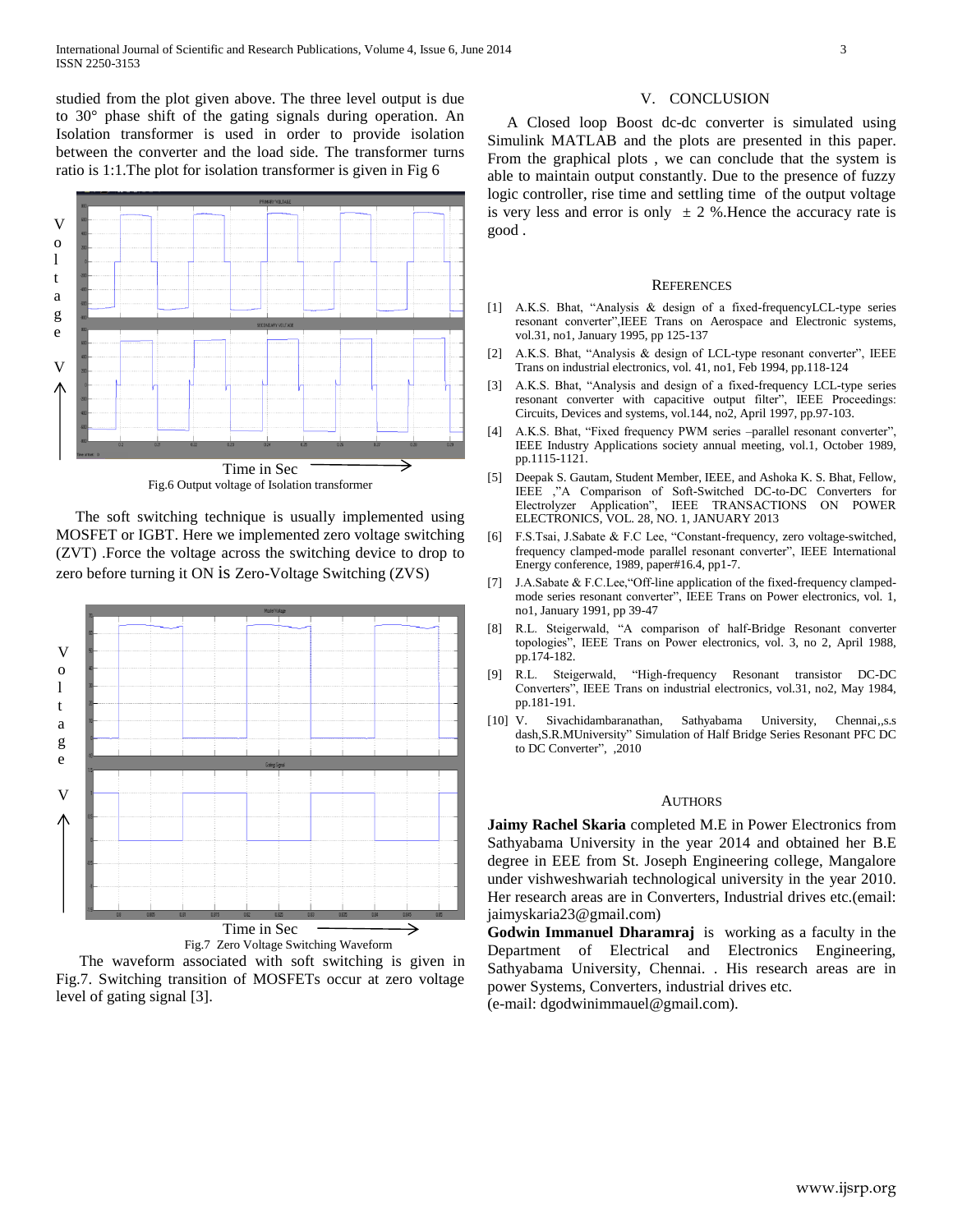studied from the plot given above. The three level output is due to 30° phase shift of the gating signals during operation. An Isolation transformer is used in order to provide isolation between the converter and the load side. The transformer turns ratio is 1:1.The plot for isolation transformer is given in Fig 6

Voltage V

Time in Sec

Fig.6 Output voltage of Isolation transformer

The soft switching technique is usually implemented using MOSFET or IGBT. Here we implemented zero voltage switching (ZVT) .Force the voltage across the switching device to drop to zero before turning it ON is Zero-Voltage Switching (ZVS)

Voltage V

Time in Sec

Fig.7 Zero Voltage Switching Waveform

The waveform associated with soft switching is given in Fig.7. Switching transition of MOSFETs occur at zero voltage level of gating signal [3].

## V. CONCLUSION

A Closed loop Boost dc-dc converter is simulated using Simulink MATLAB and the plots are presented in this paper. From the graphical plots , we can conclude that the system is able to maintain output constantly. Due to the presence of fuzzy logic controller, rise time and settling time of the output voltage is very less and error is only ± 2 %.Hence the accuracy rate is good .

## REFERENCES

[1] A.K.S. Bhat, "Analysis & design of a fixed-frequencyLCL-type series resonant converter",IEEE Trans on Aerospace and Electronic systems, vol.31, no1, January 1995, pp 125-137

[2] A.K.S. Bhat, "Analysis & design of LCL-type resonant converter", IEEE Trans on industrial electronics, vol. 41, no1, Feb 1994, pp.118-124

[3] A.K.S. Bhat, "Analysis and design of a fixed-frequency LCL-type series resonant converter with capacitive output filter", IEEE Proceedings: Circuits, Devices and systems, vol.144, no2, April 1997, pp.97-103.

[4] A.K.S. Bhat, "Fixed frequency PWM series –parallel resonant converter", IEEE Industry Applications society annual meeting, vol.1, October 1989, pp.1115-1121.

[5] Deepak S. Gautam, Student Member, IEEE, and Ashoka K. S. Bhat, Fellow, IEEE ,"A Comparison of Soft-Switched DC-to-DC Converters for Electrolyzer Application", IEEE TRANSACTIONS ON POWER ELECTRONICS, VOL. 28, NO. 1, JANUARY 2013

[6] F.S.Tsai, J.Sabate & F.C Lee, "Constant-frequency, zero voltage-switched, frequency clamped-mode parallel resonant converter", IEEE International Energy conference, 1989, paper#16.4, pp1-7.

[7] J.A.Sabate & F.C.Lee,"Off-line application of the fixed-frequency clamped-mode series resonant converter", IEEE Trans on Power electronics, vol. 1, no1, January 1991, pp 39-47

[8] R.L. Steigerwald, "A comparison of half-Bridge Resonant converter topologies", IEEE Trans on Power electronics, vol. 3, no 2, April 1988, pp.174-182.

[9] R.L. Steigerwald, "High-frequency Resonant transistor DC-DC Converters", IEEE Trans on industrial electronics, vol.31, no2, May 1984, pp.181-191.

[10] V. Sivachidambaranathan, Sathyabama University, Chennai,,s.s dash,S.R.MUniversity" Simulation of Half Bridge Series Resonant PFC DC to DC Converter", ,2010

## AUTHORS

**Jaimy Rachel Skaria** completed M.E in Power Electronics from Sathyabama University in the year 2014 and obtained her B.E degree in EEE from St. Joseph Engineering college, Mangalore under vishweshwariah technological university in the year 2010. Her research areas are in Converters, Industrial drives etc.(email: jaimyskaria23@gmail.com)

**Godwin Immanuel Dharamraj** is working as a faculty in the Department of Electrical and Electronics Engineering, Sathyabama University, Chennai. . His research areas are in power Systems, Converters, industrial drives etc.
(e-mail: dgodwinimmauel@gmail.com).